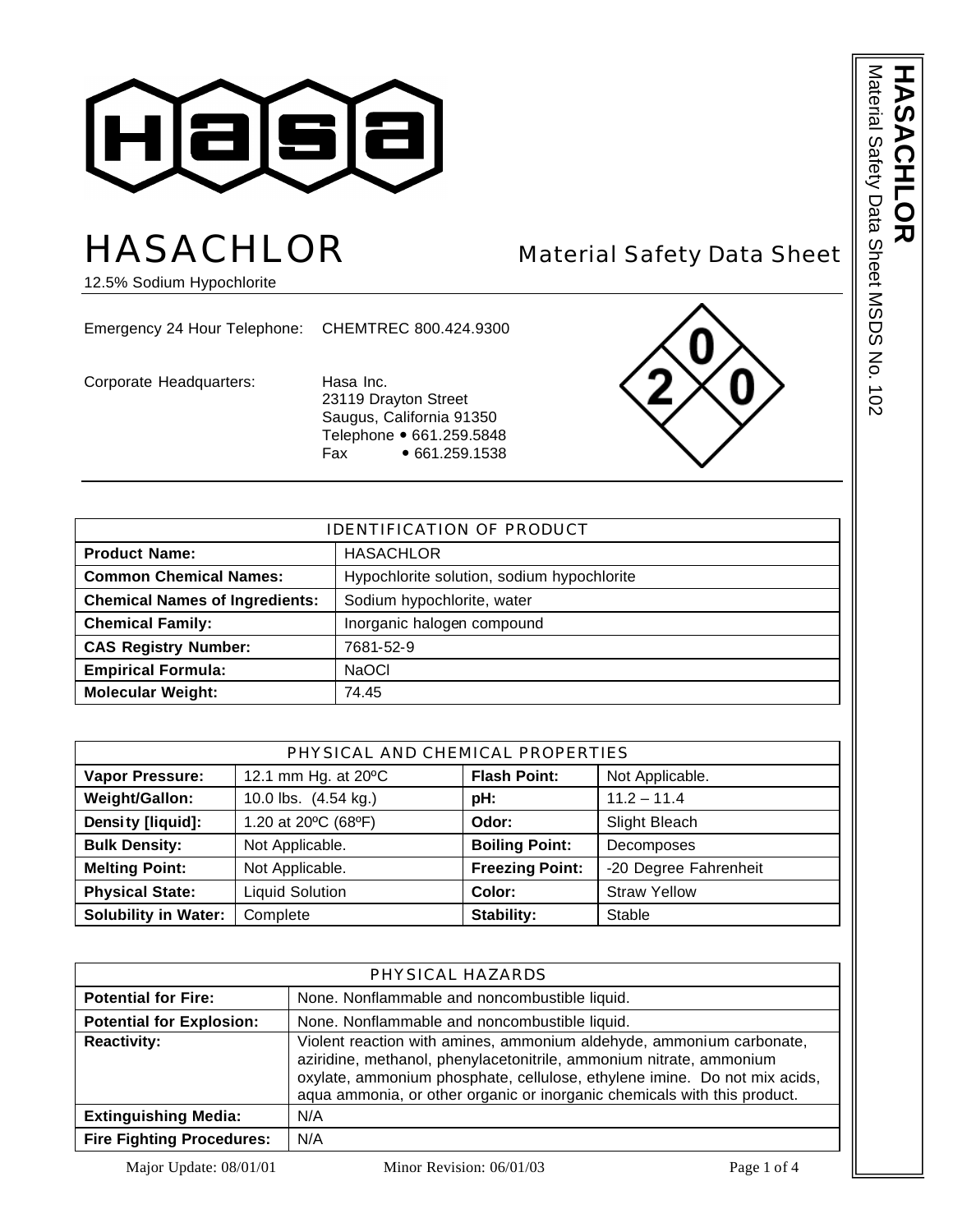# HASACHLOR

## Material Safety Data Sheet

12.5% Sodium Hypochlorite

Emergency 24 Hour Telephone: CHEMTREC 800.424.9300

Corporate Headquarters: Hasa Inc.
23119 Drayton Street
Saugus, California 91350
Telephone • 661.259.5848
Fax • 661.259.1538

| IDENTIFICATION OF PRODUCT | |
|---|---|
| **Product Name:** | HASACHLOR |
| **Common Chemical Names:** | Hypochlorite solution, sodium hypochlorite |
| **Chemical Names of Ingredients:** | Sodium hypochlorite, water |
| **Chemical Family:** | Inorganic halogen compound |
| **CAS Registry Number:** | 7681-52-9 |
| **Empirical Formula:** | NaOCl |
| **Molecular Weight:** | 74.45 |

| PHYSICAL AND CHEMICAL PROPERTIES | | | |
|---|---|---|---|
| **Vapor Pressure:** | 12.1 mm Hg. at 20ºC | **Flash Point:** | Not Applicable. |
| **Weight/Gallon:** | 10.0 lbs. (4.54 kg.) | **pH:** | 11.2 – 11.4 |
| **Density [liquid]:** | 1.20 at 20ºC (68ºF) | **Odor:** | Slight Bleach |
| **Bulk Density:** | Not Applicable. | **Boiling Point:** | Decomposes |
| **Melting Point:** | Not Applicable. | **Freezing Point:** | -20 Degree Fahrenheit |
| **Physical State:** | Liquid Solution | **Color:** | Straw Yellow |
| **Solubility in Water:** | Complete | **Stability:** | Stable |

| PHYSICAL HAZARDS | |
|---|---|
| **Potential for Fire:** | None. Nonflammable and noncombustible liquid. |
| **Potential for Explosion:** | None. Nonflammable and noncombustible liquid. |
| **Reactivity:** | Violent reaction with amines, ammonium aldehyde, ammonium carbonate, aziridine, methanol, phenylacetonitrile, ammonium nitrate, ammonium oxylate, ammonium phosphate, cellulose, ethylene imine. Do not mix acids, aqua ammonia, or other organic or inorganic chemicals with this product. |
| **Extinguishing Media:** | N/A |
| **Fire Fighting Procedures:** | N/A |

Major Update: 08/01/01 Minor Revision: 06/01/03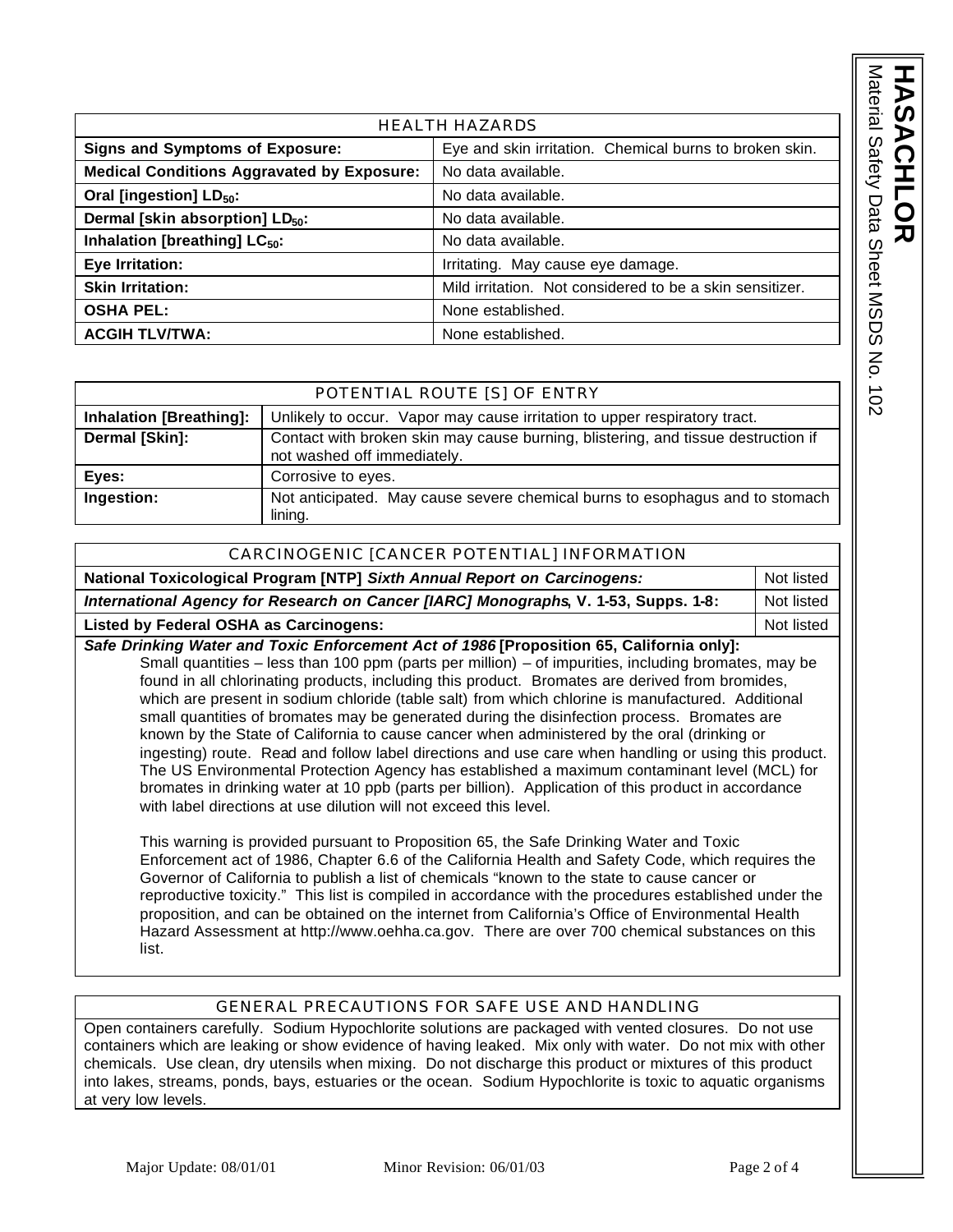| HEALTH HAZARDS | |
|---|---|
| **Signs and Symptoms of Exposure:** | Eye and skin irritation. Chemical burns to broken skin. |
| **Medical Conditions Aggravated by Exposure:** | No data available. |
| **Oral [ingestion] $LD_{50}$:** | No data available. |
| **Dermal [skin absorption] $LD_{50}$:** | No data available. |
| **Inhalation [breathing] $LC_{50}$:** | No data available. |
| **Eye Irritation:** | Irritating. May cause eye damage. |
| **Skin Irritation:** | Mild irritation. Not considered to be a skin sensitizer. |
| **OSHA PEL:** | None established. |
| **ACGIH TLV/TWA:** | None established. |

| POTENTIAL ROUTE [S] OF ENTRY | |
|---|---|
| **Inhalation [Breathing]:** | Unlikely to occur. Vapor may cause irritation to upper respiratory tract. |
| **Dermal [Skin]:** | Contact with broken skin may cause burning, blistering, and tissue destruction if not washed off immediately. |
| **Eyes:** | Corrosive to eyes. |
| **Ingestion:** | Not anticipated. May cause severe chemical burns to esophagus and to stomach lining. |

| CARCINOGENIC [CANCER POTENTIAL] INFORMATION | |
|---|---|
| **National Toxicological Program [NTP] *Sixth Annual Report on Carcinogens:*** | Not listed |
| ***International Agency for Research on Cancer [IARC] Monographs*, V. 1-53, Supps. 1-8:** | Not listed |
| **Listed by Federal OSHA as Carcinogens:** | Not listed |

***Safe Drinking Water and Toxic Enforcement Act of 1986* [Proposition 65, California only]:**

Small quantities – less than 100 ppm (parts per million) – of impurities, including bromates, may be found in all chlorinating products, including this product. Bromates are derived from bromides, which are present in sodium chloride (table salt) from which chlorine is manufactured. Additional small quantities of bromates may be generated during the disinfection process. Bromates are known by the State of California to cause cancer when administered by the oral (drinking or ingesting) route. Read and follow label directions and use care when handling or using this product. The US Environmental Protection Agency has established a maximum contaminant level (MCL) for bromates in drinking water at 10 ppb (parts per billion). Application of this product in accordance with label directions at use dilution will not exceed this level.

This warning is provided pursuant to Proposition 65, the Safe Drinking Water and Toxic Enforcement act of 1986, Chapter 6.6 of the California Health and Safety Code, which requires the Governor of California to publish a list of chemicals "known to the state to cause cancer or reproductive toxicity." This list is compiled in accordance with the procedures established under the proposition, and can be obtained on the internet from California's Office of Environmental Health Hazard Assessment at http://www.oehha.ca.gov. There are over 700 chemical substances on this list.

## GENERAL PRECAUTIONS FOR SAFE USE AND HANDLING

Open containers carefully. Sodium Hypochlorite solutions are packaged with vented closures. Do not use containers which are leaking or show evidence of having leaked. Mix only with water. Do not mix with other chemicals. Use clean, dry utensils when mixing. Do not discharge this product or mixtures of this product into lakes, streams, ponds, bays, estuaries or the ocean. Sodium Hypochlorite is toxic to aquatic organisms at very low levels.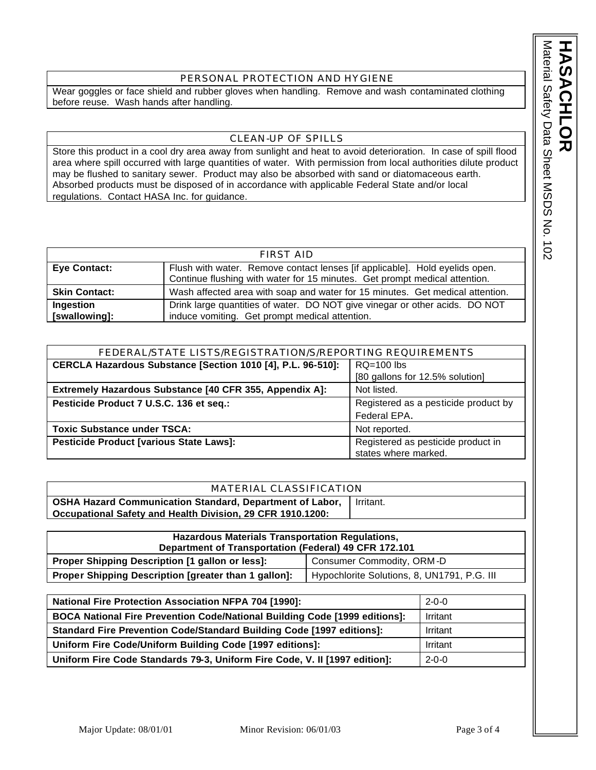## PERSONAL PROTECTION AND HYGIENE

Wear goggles or face shield and rubber gloves when handling. Remove and wash contaminated clothing before reuse. Wash hands after handling.

## CLEAN-UP OF SPILLS

Store this product in a cool dry area away from sunlight and heat to avoid deterioration. In case of spill flood area where spill occurred with large quantities of water. With permission from local authorities dilute product may be flushed to sanitary sewer. Product may also be absorbed with sand or diatomaceous earth. Absorbed products must be disposed of in accordance with applicable Federal State and/or local regulations. Contact HASA Inc. for guidance.

## FIRST AID

| | |
|---|---|
| **Eye Contact:** | Flush with water. Remove contact lenses [if applicable]. Hold eyelids open. Continue flushing with water for 15 minutes. Get prompt medical attention. |
| **Skin Contact:** | Wash affected area with soap and water for 15 minutes. Get medical attention. |
| **Ingestion [swallowing]:** | Drink large quantities of water. DO NOT give vinegar or other acids. DO NOT induce vomiting. Get prompt medical attention. |

## FEDERAL/STATE LISTS/REGISTRATION/S/REPORTING REQUIREMENTS

| | |
|---|---|
| **CERCLA Hazardous Substance [Section 1010 [4], P.L. 96-510]:** | RQ=100 lbs [80 gallons for 12.5% solution] |
| **Extremely Hazardous Substance [40 CFR 355, Appendix A]:** | Not listed. |
| **Pesticide Product 7 U.S.C. 136 et seq.:** | Registered as a pesticide product by Federal EPA. |
| **Toxic Substance under TSCA:** | Not reported. |
| **Pesticide Product [various State Laws]:** | Registered as pesticide product in states where marked. |

## MATERIAL CLASSIFICATION

| | |
|---|---|
| **OSHA Hazard Communication Standard, Department of Labor, Occupational Safety and Health Division, 29 CFR 1910.1200:** | Irritant. |

| **Hazardous Materials Transportation Regulations, Department of Transportation (Federal) 49 CFR 172.101** | |
|---|---|
| **Proper Shipping Description [1 gallon or less]:** | Consumer Commodity, ORM-D |
| **Proper Shipping Description [greater than 1 gallon]:** | Hypochlorite Solutions, 8, UN1791, P.G. III |

| | |
|---|---|
| **National Fire Protection Association NFPA 704 [1990]:** | 2-0-0 |
| **BOCA National Fire Prevention Code/National Building Code [1999 editions]:** | Irritant |
| **Standard Fire Prevention Code/Standard Building Code [1997 editions]:** | Irritant |
| **Uniform Fire Code/Uniform Building Code [1997 editions]:** | Irritant |
| **Uniform Fire Code Standards 79-3, Uniform Fire Code, V. II [1997 edition]:** | 2-0-0 |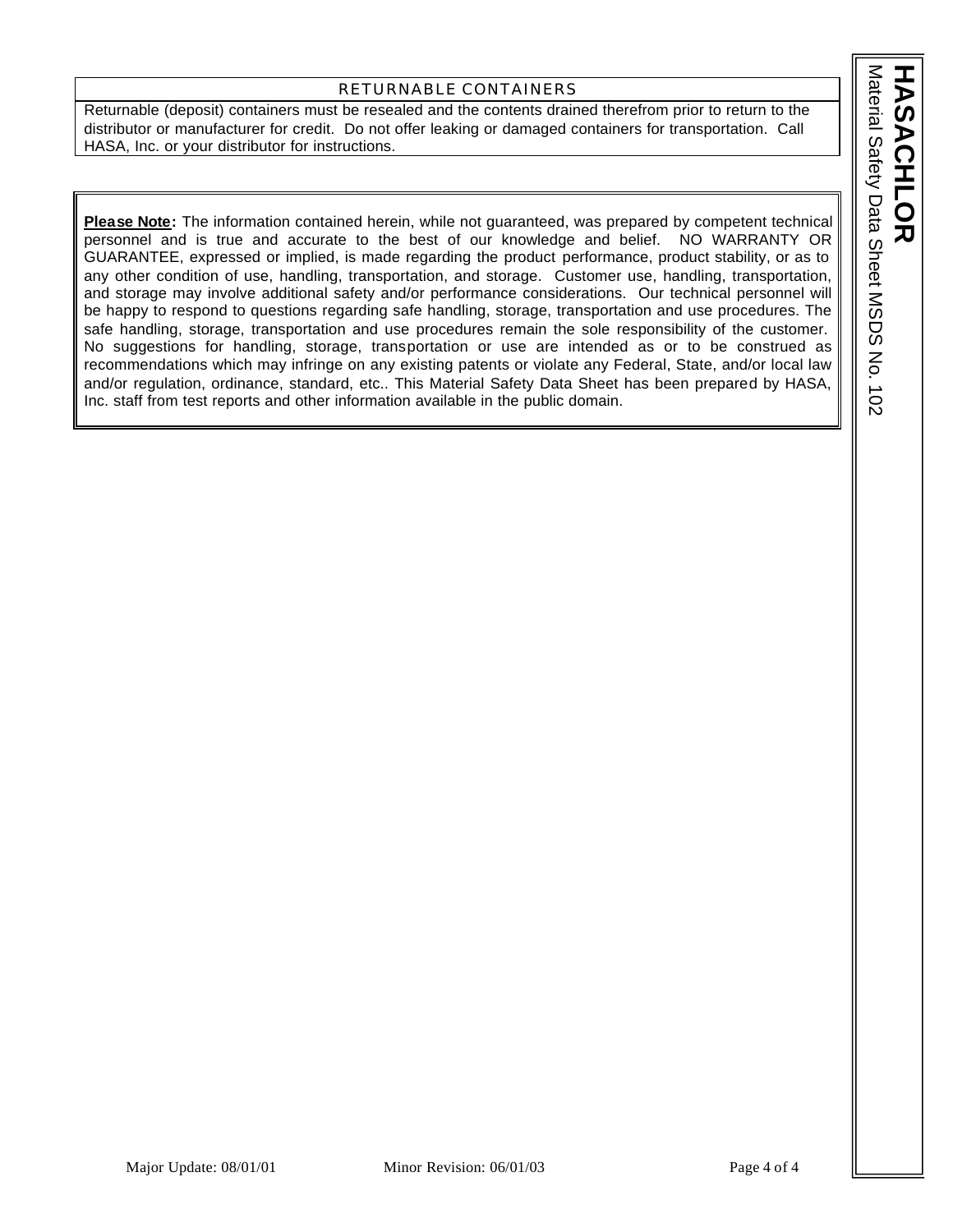## RETURNABLE CONTAINERS

Returnable (deposit) containers must be resealed and the contents drained therefrom prior to return to the distributor or manufacturer for credit. Do not offer leaking or damaged containers for transportation. Call HASA, Inc. or your distributor for instructions.

**Please Note:** The information contained herein, while not guaranteed, was prepared by competent technical personnel and is true and accurate to the best of our knowledge and belief. NO WARRANTY OR GUARANTEE, expressed or implied, is made regarding the product performance, product stability, or as to any other condition of use, handling, transportation, and storage. Customer use, handling, transportation, and storage may involve additional safety and/or performance considerations. Our technical personnel will be happy to respond to questions regarding safe handling, storage, transportation and use procedures. The safe handling, storage, transportation and use procedures remain the sole responsibility of the customer. No suggestions for handling, storage, transportation or use are intended as or to be construed as recommendations which may infringe on any existing patents or violate any Federal, State, and/or local law and/or regulation, ordinance, standard, etc.. This Material Safety Data Sheet has been prepared by HASA, Inc. staff from test reports and other information available in the public domain.

Major Update: 08/01/01 Minor Revision: 06/01/03